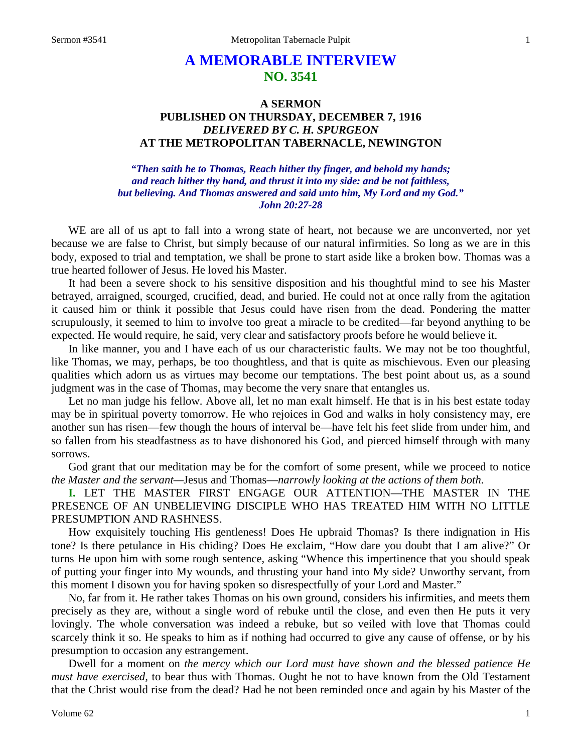# A MEMORABLE INTERVIEW
## NO. 3541

### A SERMON
### PUBLISHED ON THURSDAY, DECEMBER 7, 1916
### *DELIVERED BY C. H. SPURGEON*
### AT THE METROPOLITAN TABERNACLE, NEWINGTON

***"Then saith he to Thomas, Reach hither thy finger, and behold my hands; and reach hither thy hand, and thrust it into my side: and be not faithless, but believing. And Thomas answered and said unto him, My Lord and my God." John 20:27-28***

WE are all of us apt to fall into a wrong state of heart, not because we are unconverted, nor yet because we are false to Christ, but simply because of our natural infirmities. So long as we are in this body, exposed to trial and temptation, we shall be prone to start aside like a broken bow. Thomas was a true hearted follower of Jesus. He loved his Master.

It had been a severe shock to his sensitive disposition and his thoughtful mind to see his Master betrayed, arraigned, scourged, crucified, dead, and buried. He could not at once rally from the agitation it caused him or think it possible that Jesus could have risen from the dead. Pondering the matter scrupulously, it seemed to him to involve too great a miracle to be credited—far beyond anything to be expected. He would require, he said, very clear and satisfactory proofs before he would believe it.

In like manner, you and I have each of us our characteristic faults. We may not be too thoughtful, like Thomas, we may, perhaps, be too thoughtless, and that is quite as mischievous. Even our pleasing qualities which adorn us as virtues may become our temptations. The best point about us, as a sound judgment was in the case of Thomas, may become the very snare that entangles us.

Let no man judge his fellow. Above all, let no man exalt himself. He that is in his best estate today may be in spiritual poverty tomorrow. He who rejoices in God and walks in holy consistency may, ere another sun has risen—few though the hours of interval be—have felt his feet slide from under him, and so fallen from his steadfastness as to have dishonored his God, and pierced himself through with many sorrows.

God grant that our meditation may be for the comfort of some present, while we proceed to notice *the Master and the servant*—Jesus and Thomas—*narrowly looking at the actions of them both*.

**I.** LET THE MASTER FIRST ENGAGE OUR ATTENTION—THE MASTER IN THE PRESENCE OF AN UNBELIEVING DISCIPLE WHO HAS TREATED HIM WITH NO LITTLE PRESUMPTION AND RASHNESS.

How exquisitely touching His gentleness! Does He upbraid Thomas? Is there indignation in His tone? Is there petulance in His chiding? Does He exclaim, "How dare you doubt that I am alive?" Or turns He upon him with some rough sentence, asking "Whence this impertinence that you should speak of putting your finger into My wounds, and thrusting your hand into My side? Unworthy servant, from this moment I disown you for having spoken so disrespectfully of your Lord and Master."

No, far from it. He rather takes Thomas on his own ground, considers his infirmities, and meets them precisely as they are, without a single word of rebuke until the close, and even then He puts it very lovingly. The whole conversation was indeed a rebuke, but so veiled with love that Thomas could scarcely think it so. He speaks to him as if nothing had occurred to give any cause of offense, or by his presumption to occasion any estrangement.

Dwell for a moment on *the mercy which our Lord must have shown and the blessed patience He must have exercised*, to bear thus with Thomas. Ought he not to have known from the Old Testament that the Christ would rise from the dead? Had he not been reminded once and again by his Master of the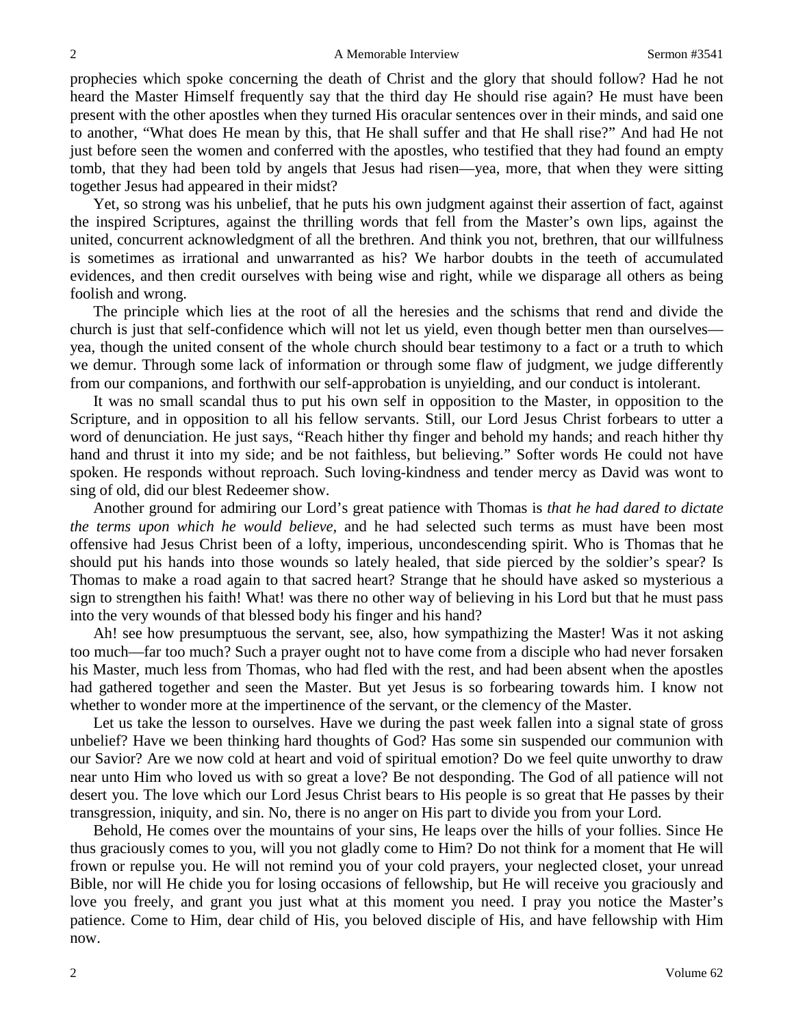prophecies which spoke concerning the death of Christ and the glory that should follow? Had he not heard the Master Himself frequently say that the third day He should rise again? He must have been present with the other apostles when they turned His oracular sentences over in their minds, and said one to another, "What does He mean by this, that He shall suffer and that He shall rise?" And had He not just before seen the women and conferred with the apostles, who testified that they had found an empty tomb, that they had been told by angels that Jesus had risen—yea, more, that when they were sitting together Jesus had appeared in their midst?

Yet, so strong was his unbelief, that he puts his own judgment against their assertion of fact, against the inspired Scriptures, against the thrilling words that fell from the Master's own lips, against the united, concurrent acknowledgment of all the brethren. And think you not, brethren, that our willfulness is sometimes as irrational and unwarranted as his? We harbor doubts in the teeth of accumulated evidences, and then credit ourselves with being wise and right, while we disparage all others as being foolish and wrong.

The principle which lies at the root of all the heresies and the schisms that rend and divide the church is just that self-confidence which will not let us yield, even though better men than ourselves—yea, though the united consent of the whole church should bear testimony to a fact or a truth to which we demur. Through some lack of information or through some flaw of judgment, we judge differently from our companions, and forthwith our self-approbation is unyielding, and our conduct is intolerant.

It was no small scandal thus to put his own self in opposition to the Master, in opposition to the Scripture, and in opposition to all his fellow servants. Still, our Lord Jesus Christ forbears to utter a word of denunciation. He just says, "Reach hither thy finger and behold my hands; and reach hither thy hand and thrust it into my side; and be not faithless, but believing." Softer words He could not have spoken. He responds without reproach. Such loving-kindness and tender mercy as David was wont to sing of old, did our blest Redeemer show.

Another ground for admiring our Lord's great patience with Thomas is *that he had dared to dictate the terms upon which he would believe*, and he had selected such terms as must have been most offensive had Jesus Christ been of a lofty, imperious, uncondescending spirit. Who is Thomas that he should put his hands into those wounds so lately healed, that side pierced by the soldier's spear? Is Thomas to make a road again to that sacred heart? Strange that he should have asked so mysterious a sign to strengthen his faith! What! was there no other way of believing in his Lord but that he must pass into the very wounds of that blessed body his finger and his hand?

Ah! see how presumptuous the servant, see, also, how sympathizing the Master! Was it not asking too much—far too much? Such a prayer ought not to have come from a disciple who had never forsaken his Master, much less from Thomas, who had fled with the rest, and had been absent when the apostles had gathered together and seen the Master. But yet Jesus is so forbearing towards him. I know not whether to wonder more at the impertinence of the servant, or the clemency of the Master.

Let us take the lesson to ourselves. Have we during the past week fallen into a signal state of gross unbelief? Have we been thinking hard thoughts of God? Has some sin suspended our communion with our Savior? Are we now cold at heart and void of spiritual emotion? Do we feel quite unworthy to draw near unto Him who loved us with so great a love? Be not desponding. The God of all patience will not desert you. The love which our Lord Jesus Christ bears to His people is so great that He passes by their transgression, iniquity, and sin. No, there is no anger on His part to divide you from your Lord.

Behold, He comes over the mountains of your sins, He leaps over the hills of your follies. Since He thus graciously comes to you, will you not gladly come to Him? Do not think for a moment that He will frown or repulse you. He will not remind you of your cold prayers, your neglected closet, your unread Bible, nor will He chide you for losing occasions of fellowship, but He will receive you graciously and love you freely, and grant you just what at this moment you need. I pray you notice the Master's patience. Come to Him, dear child of His, you beloved disciple of His, and have fellowship with Him now.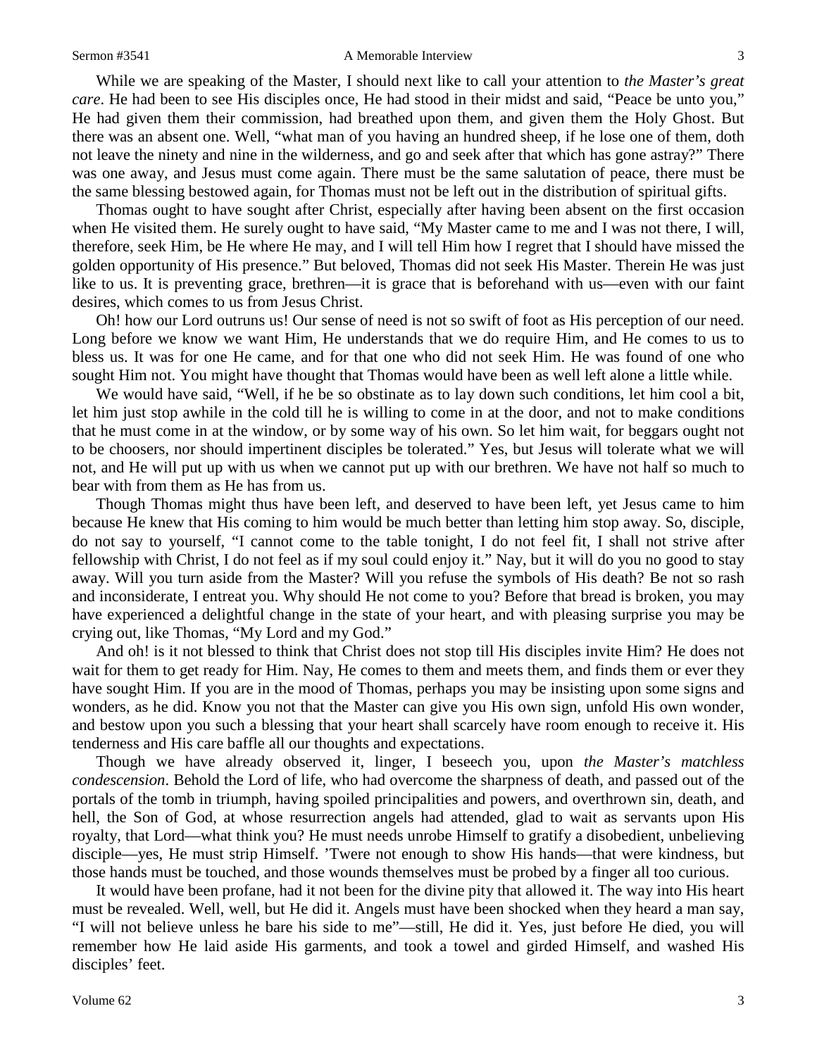While we are speaking of the Master, I should next like to call your attention to *the Master's great care*. He had been to see His disciples once, He had stood in their midst and said, "Peace be unto you," He had given them their commission, had breathed upon them, and given them the Holy Ghost. But there was an absent one. Well, "what man of you having an hundred sheep, if he lose one of them, doth not leave the ninety and nine in the wilderness, and go and seek after that which has gone astray?" There was one away, and Jesus must come again. There must be the same salutation of peace, there must be the same blessing bestowed again, for Thomas must not be left out in the distribution of spiritual gifts.

Thomas ought to have sought after Christ, especially after having been absent on the first occasion when He visited them. He surely ought to have said, "My Master came to me and I was not there, I will, therefore, seek Him, be He where He may, and I will tell Him how I regret that I should have missed the golden opportunity of His presence." But beloved, Thomas did not seek His Master. Therein He was just like to us. It is preventing grace, brethren—it is grace that is beforehand with us—even with our faint desires, which comes to us from Jesus Christ.

Oh! how our Lord outruns us! Our sense of need is not so swift of foot as His perception of our need. Long before we know we want Him, He understands that we do require Him, and He comes to us to bless us. It was for one He came, and for that one who did not seek Him. He was found of one who sought Him not. You might have thought that Thomas would have been as well left alone a little while.

We would have said, "Well, if he be so obstinate as to lay down such conditions, let him cool a bit, let him just stop awhile in the cold till he is willing to come in at the door, and not to make conditions that he must come in at the window, or by some way of his own. So let him wait, for beggars ought not to be choosers, nor should impertinent disciples be tolerated." Yes, but Jesus will tolerate what we will not, and He will put up with us when we cannot put up with our brethren. We have not half so much to bear with from them as He has from us.

Though Thomas might thus have been left, and deserved to have been left, yet Jesus came to him because He knew that His coming to him would be much better than letting him stop away. So, disciple, do not say to yourself, "I cannot come to the table tonight, I do not feel fit, I shall not strive after fellowship with Christ, I do not feel as if my soul could enjoy it." Nay, but it will do you no good to stay away. Will you turn aside from the Master? Will you refuse the symbols of His death? Be not so rash and inconsiderate, I entreat you. Why should He not come to you? Before that bread is broken, you may have experienced a delightful change in the state of your heart, and with pleasing surprise you may be crying out, like Thomas, "My Lord and my God."

And oh! is it not blessed to think that Christ does not stop till His disciples invite Him? He does not wait for them to get ready for Him. Nay, He comes to them and meets them, and finds them or ever they have sought Him. If you are in the mood of Thomas, perhaps you may be insisting upon some signs and wonders, as he did. Know you not that the Master can give you His own sign, unfold His own wonder, and bestow upon you such a blessing that your heart shall scarcely have room enough to receive it. His tenderness and His care baffle all our thoughts and expectations.

Though we have already observed it, linger, I beseech you, upon *the Master's matchless condescension*. Behold the Lord of life, who had overcome the sharpness of death, and passed out of the portals of the tomb in triumph, having spoiled principalities and powers, and overthrown sin, death, and hell, the Son of God, at whose resurrection angels had attended, glad to wait as servants upon His royalty, that Lord—what think you? He must needs unrobe Himself to gratify a disobedient, unbelieving disciple—yes, He must strip Himself. 'Twere not enough to show His hands—that were kindness, but those hands must be touched, and those wounds themselves must be probed by a finger all too curious.

It would have been profane, had it not been for the divine pity that allowed it. The way into His heart must be revealed. Well, well, but He did it. Angels must have been shocked when they heard a man say, "I will not believe unless he bare his side to me"—still, He did it. Yes, just before He died, you will remember how He laid aside His garments, and took a towel and girded Himself, and washed His disciples' feet.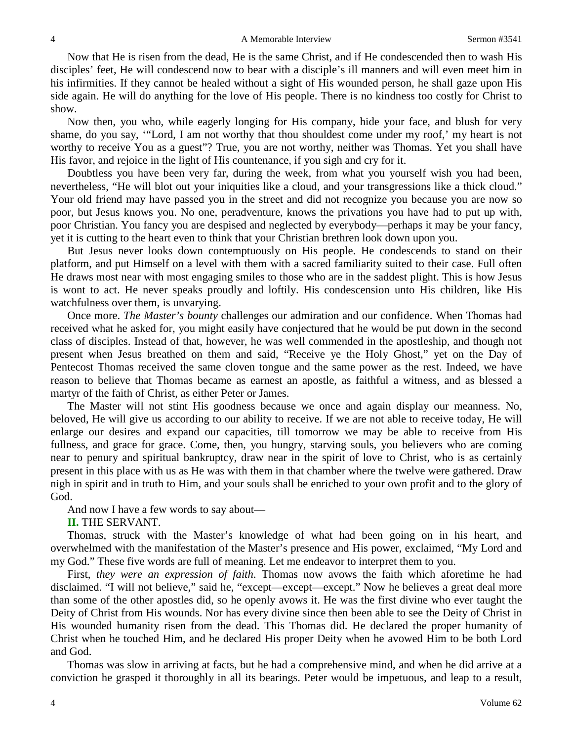Now that He is risen from the dead, He is the same Christ, and if He condescended then to wash His disciples' feet, He will condescend now to bear with a disciple's ill manners and will even meet him in his infirmities. If they cannot be healed without a sight of His wounded person, he shall gaze upon His side again. He will do anything for the love of His people. There is no kindness too costly for Christ to show.

Now then, you who, while eagerly longing for His company, hide your face, and blush for very shame, do you say, '"Lord, I am not worthy that thou shouldest come under my roof,' my heart is not worthy to receive You as a guest"? True, you are not worthy, neither was Thomas. Yet you shall have His favor, and rejoice in the light of His countenance, if you sigh and cry for it.

Doubtless you have been very far, during the week, from what you yourself wish you had been, nevertheless, "He will blot out your iniquities like a cloud, and your transgressions like a thick cloud." Your old friend may have passed you in the street and did not recognize you because you are now so poor, but Jesus knows you. No one, peradventure, knows the privations you have had to put up with, poor Christian. You fancy you are despised and neglected by everybody—perhaps it may be your fancy, yet it is cutting to the heart even to think that your Christian brethren look down upon you.

But Jesus never looks down contemptuously on His people. He condescends to stand on their platform, and put Himself on a level with them with a sacred familiarity suited to their case. Full often He draws most near with most engaging smiles to those who are in the saddest plight. This is how Jesus is wont to act. He never speaks proudly and loftily. His condescension unto His children, like His watchfulness over them, is unvarying.

Once more. *The Master's bounty* challenges our admiration and our confidence. When Thomas had received what he asked for, you might easily have conjectured that he would be put down in the second class of disciples. Instead of that, however, he was well commended in the apostleship, and though not present when Jesus breathed on them and said, "Receive ye the Holy Ghost," yet on the Day of Pentecost Thomas received the same cloven tongue and the same power as the rest. Indeed, we have reason to believe that Thomas became as earnest an apostle, as faithful a witness, and as blessed a martyr of the faith of Christ, as either Peter or James.

The Master will not stint His goodness because we once and again display our meanness. No, beloved, He will give us according to our ability to receive. If we are not able to receive today, He will enlarge our desires and expand our capacities, till tomorrow we may be able to receive from His fullness, and grace for grace. Come, then, you hungry, starving souls, you believers who are coming near to penury and spiritual bankruptcy, draw near in the spirit of love to Christ, who is as certainly present in this place with us as He was with them in that chamber where the twelve were gathered. Draw nigh in spirit and in truth to Him, and your souls shall be enriched to your own profit and to the glory of God.

And now I have a few words to say about—

**II.** THE SERVANT.

Thomas, struck with the Master's knowledge of what had been going on in his heart, and overwhelmed with the manifestation of the Master's presence and His power, exclaimed, "My Lord and my God." These five words are full of meaning. Let me endeavor to interpret them to you.

First, *they were an expression of faith*. Thomas now avows the faith which aforetime he had disclaimed. "I will not believe," said he, "except—except—except." Now he believes a great deal more than some of the other apostles did, so he openly avows it. He was the first divine who ever taught the Deity of Christ from His wounds. Nor has every divine since then been able to see the Deity of Christ in His wounded humanity risen from the dead. This Thomas did. He declared the proper humanity of Christ when he touched Him, and he declared His proper Deity when he avowed Him to be both Lord and God.

Thomas was slow in arriving at facts, but he had a comprehensive mind, and when he did arrive at a conviction he grasped it thoroughly in all its bearings. Peter would be impetuous, and leap to a result,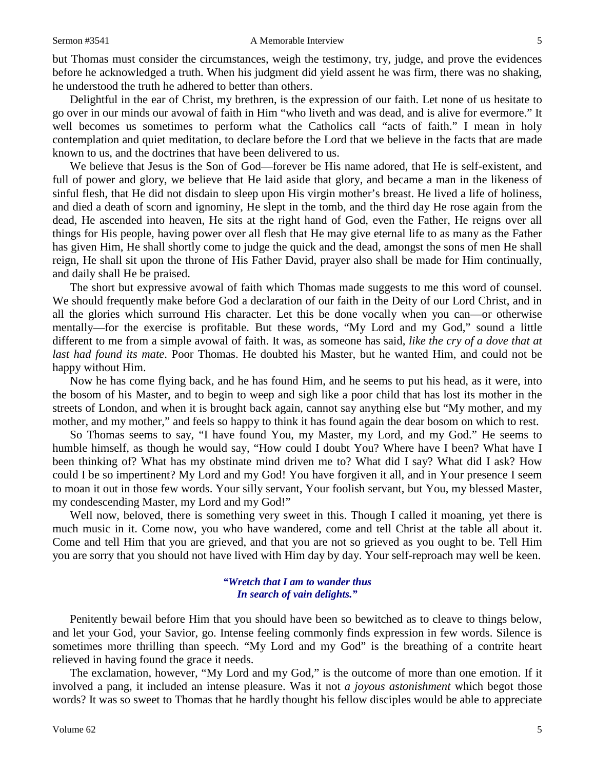but Thomas must consider the circumstances, weigh the testimony, try, judge, and prove the evidences before he acknowledged a truth. When his judgment did yield assent he was firm, there was no shaking, he understood the truth he adhered to better than others.

Delightful in the ear of Christ, my brethren, is the expression of our faith. Let none of us hesitate to go over in our minds our avowal of faith in Him "who liveth and was dead, and is alive for evermore." It well becomes us sometimes to perform what the Catholics call "acts of faith." I mean in holy contemplation and quiet meditation, to declare before the Lord that we believe in the facts that are made known to us, and the doctrines that have been delivered to us.

We believe that Jesus is the Son of God—forever be His name adored, that He is self-existent, and full of power and glory, we believe that He laid aside that glory, and became a man in the likeness of sinful flesh, that He did not disdain to sleep upon His virgin mother's breast. He lived a life of holiness, and died a death of scorn and ignominy, He slept in the tomb, and the third day He rose again from the dead, He ascended into heaven, He sits at the right hand of God, even the Father, He reigns over all things for His people, having power over all flesh that He may give eternal life to as many as the Father has given Him, He shall shortly come to judge the quick and the dead, amongst the sons of men He shall reign, He shall sit upon the throne of His Father David, prayer also shall be made for Him continually, and daily shall He be praised.

The short but expressive avowal of faith which Thomas made suggests to me this word of counsel. We should frequently make before God a declaration of our faith in the Deity of our Lord Christ, and in all the glories which surround His character. Let this be done vocally when you can—or otherwise mentally—for the exercise is profitable. But these words, "My Lord and my God," sound a little different to me from a simple avowal of faith. It was, as someone has said, *like the cry of a dove that at last had found its mate*. Poor Thomas. He doubted his Master, but he wanted Him, and could not be happy without Him.

Now he has come flying back, and he has found Him, and he seems to put his head, as it were, into the bosom of his Master, and to begin to weep and sigh like a poor child that has lost its mother in the streets of London, and when it is brought back again, cannot say anything else but "My mother, and my mother, and my mother," and feels so happy to think it has found again the dear bosom on which to rest.

So Thomas seems to say, "I have found You, my Master, my Lord, and my God." He seems to humble himself, as though he would say, "How could I doubt You? Where have I been? What have I been thinking of? What has my obstinate mind driven me to? What did I say? What did I ask? How could I be so impertinent? My Lord and my God! You have forgiven it all, and in Your presence I seem to moan it out in those few words. Your silly servant, Your foolish servant, but You, my blessed Master, my condescending Master, my Lord and my God!"

Well now, beloved, there is something very sweet in this. Though I called it moaning, yet there is much music in it. Come now, you who have wandered, come and tell Christ at the table all about it. Come and tell Him that you are grieved, and that you are not so grieved as you ought to be. Tell Him you are sorry that you should not have lived with Him day by day. Your self-reproach may well be keen.

> ***"Wretch that I am to wander thus***
> ***In search of vain delights."***

Penitently bewail before Him that you should have been so bewitched as to cleave to things below, and let your God, your Savior, go. Intense feeling commonly finds expression in few words. Silence is sometimes more thrilling than speech. "My Lord and my God" is the breathing of a contrite heart relieved in having found the grace it needs.

The exclamation, however, "My Lord and my God," is the outcome of more than one emotion. If it involved a pang, it included an intense pleasure. Was it not *a joyous astonishment* which begot those words? It was so sweet to Thomas that he hardly thought his fellow disciples would be able to appreciate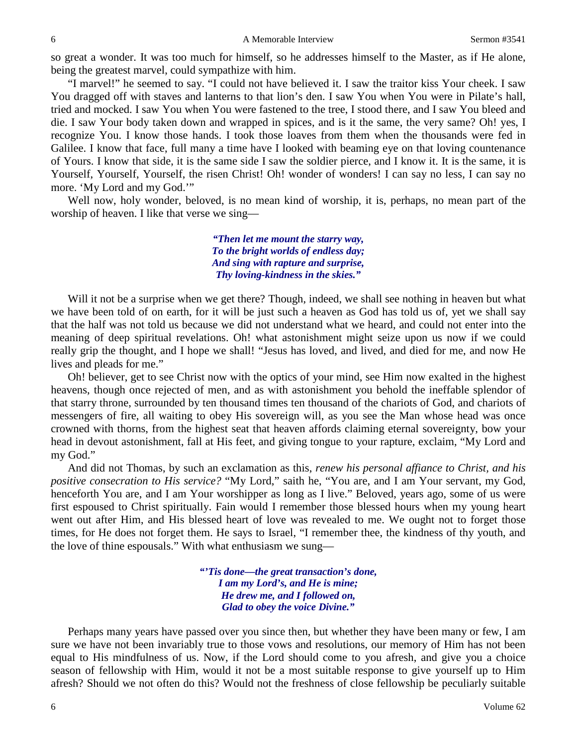so great a wonder. It was too much for himself, so he addresses himself to the Master, as if He alone, being the greatest marvel, could sympathize with him.

"I marvel!" he seemed to say. "I could not have believed it. I saw the traitor kiss Your cheek. I saw You dragged off with staves and lanterns to that lion's den. I saw You when You were in Pilate's hall, tried and mocked. I saw You when You were fastened to the tree, I stood there, and I saw You bleed and die. I saw Your body taken down and wrapped in spices, and is it the same, the very same? Oh! yes, I recognize You. I know those hands. I took those loaves from them when the thousands were fed in Galilee. I know that face, full many a time have I looked with beaming eye on that loving countenance of Yours. I know that side, it is the same side I saw the soldier pierce, and I know it. It is the same, it is Yourself, Yourself, Yourself, the risen Christ! Oh! wonder of wonders! I can say no less, I can say no more. 'My Lord and my God.'"

Well now, holy wonder, beloved, is no mean kind of worship, it is, perhaps, no mean part of the worship of heaven. I like that verse we sing—

> ***"Then let me mount the starry way,***
> ***To the bright worlds of endless day;***
> ***And sing with rapture and surprise,***
> ***Thy loving-kindness in the skies."***

Will it not be a surprise when we get there? Though, indeed, we shall see nothing in heaven but what we have been told of on earth, for it will be just such a heaven as God has told us of, yet we shall say that the half was not told us because we did not understand what we heard, and could not enter into the meaning of deep spiritual revelations. Oh! what astonishment might seize upon us now if we could really grip the thought, and I hope we shall! "Jesus has loved, and lived, and died for me, and now He lives and pleads for me."

Oh! believer, get to see Christ now with the optics of your mind, see Him now exalted in the highest heavens, though once rejected of men, and as with astonishment you behold the ineffable splendor of that starry throne, surrounded by ten thousand times ten thousand of the chariots of God, and chariots of messengers of fire, all waiting to obey His sovereign will, as you see the Man whose head was once crowned with thorns, from the highest seat that heaven affords claiming eternal sovereignty, bow your head in devout astonishment, fall at His feet, and giving tongue to your rapture, exclaim, "My Lord and my God."

And did not Thomas, by such an exclamation as this, *renew his personal affiance to Christ, and his positive consecration to His service?* "My Lord," saith he, "You are, and I am Your servant, my God, henceforth You are, and I am Your worshipper as long as I live." Beloved, years ago, some of us were first espoused to Christ spiritually. Fain would I remember those blessed hours when my young heart went out after Him, and His blessed heart of love was revealed to me. We ought not to forget those times, for He does not forget them. He says to Israel, "I remember thee, the kindness of thy youth, and the love of thine espousals." With what enthusiasm we sung—

> ***"'Tis done—the great transaction's done,***
> ***I am my Lord's, and He is mine;***
> ***He drew me, and I followed on,***
> ***Glad to obey the voice Divine."***

Perhaps many years have passed over you since then, but whether they have been many or few, I am sure we have not been invariably true to those vows and resolutions, our memory of Him has not been equal to His mindfulness of us. Now, if the Lord should come to you afresh, and give you a choice season of fellowship with Him, would it not be a most suitable response to give yourself up to Him afresh? Should we not often do this? Would not the freshness of close fellowship be peculiarly suitable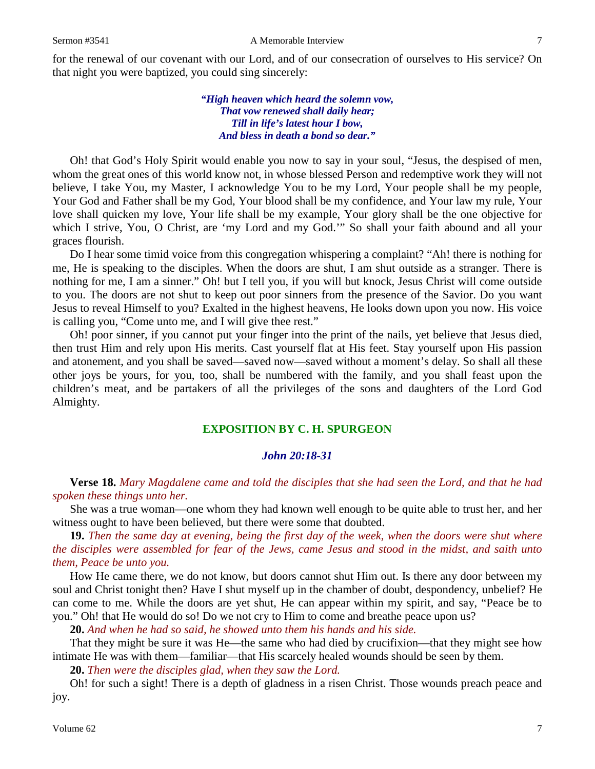for the renewal of our covenant with our Lord, and of our consecration of ourselves to His service? On that night you were baptized, you could sing sincerely:

> ***"High heaven which heard the solemn vow,***
> ***That vow renewed shall daily hear;***
> ***Till in life's latest hour I bow,***
> ***And bless in death a bond so dear."***

Oh! that God's Holy Spirit would enable you now to say in your soul, "Jesus, the despised of men, whom the great ones of this world know not, in whose blessed Person and redemptive work they will not believe, I take You, my Master, I acknowledge You to be my Lord, Your people shall be my people, Your God and Father shall be my God, Your blood shall be my confidence, and Your law my rule, Your love shall quicken my love, Your life shall be my example, Your glory shall be the one objective for which I strive, You, O Christ, are 'my Lord and my God.'" So shall your faith abound and all your graces flourish.

Do I hear some timid voice from this congregation whispering a complaint? "Ah! there is nothing for me, He is speaking to the disciples. When the doors are shut, I am shut outside as a stranger. There is nothing for me, I am a sinner." Oh! but I tell you, if you will but knock, Jesus Christ will come outside to you. The doors are not shut to keep out poor sinners from the presence of the Savior. Do you want Jesus to reveal Himself to you? Exalted in the highest heavens, He looks down upon you now. His voice is calling you, "Come unto me, and I will give thee rest."

Oh! poor sinner, if you cannot put your finger into the print of the nails, yet believe that Jesus died, then trust Him and rely upon His merits. Cast yourself flat at His feet. Stay yourself upon His passion and atonement, and you shall be saved—saved now—saved without a moment's delay. So shall all these other joys be yours, for you, too, shall be numbered with the family, and you shall feast upon the children's meat, and be partakers of all the privileges of the sons and daughters of the Lord God Almighty.

## EXPOSITION BY C. H. SPURGEON

### *John 20:18-31*

**Verse 18.** *Mary Magdalene came and told the disciples that she had seen the Lord, and that he had spoken these things unto her.*

She was a true woman—one whom they had known well enough to be quite able to trust her, and her witness ought to have been believed, but there were some that doubted.

**19.** *Then the same day at evening, being the first day of the week, when the doors were shut where the disciples were assembled for fear of the Jews, came Jesus and stood in the midst, and saith unto them, Peace be unto you.*

How He came there, we do not know, but doors cannot shut Him out. Is there any door between my soul and Christ tonight then? Have I shut myself up in the chamber of doubt, despondency, unbelief? He can come to me. While the doors are yet shut, He can appear within my spirit, and say, "Peace be to you." Oh! that He would do so! Do we not cry to Him to come and breathe peace upon us?

**20.** *And when he had so said, he showed unto them his hands and his side.*

That they might be sure it was He—the same who had died by crucifixion—that they might see how intimate He was with them—familiar—that His scarcely healed wounds should be seen by them.

**20.** *Then were the disciples glad, when they saw the Lord.*

Oh! for such a sight! There is a depth of gladness in a risen Christ. Those wounds preach peace and joy.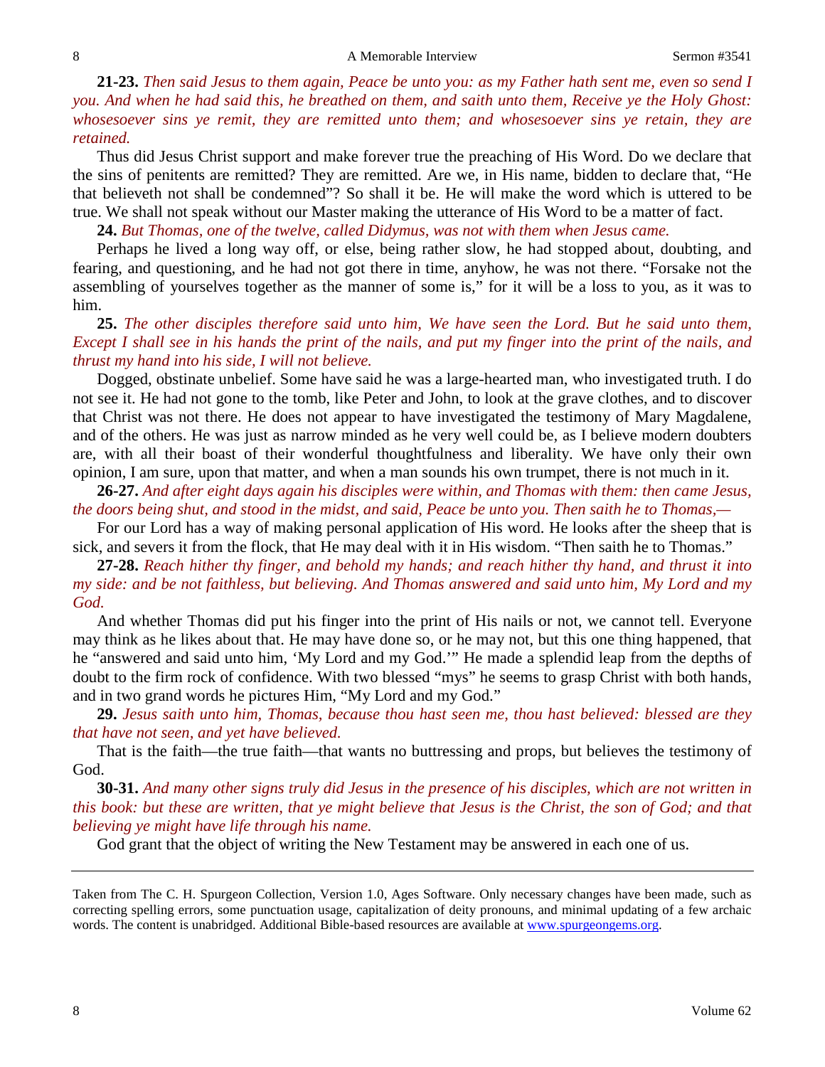**21-23.** *Then said Jesus to them again, Peace be unto you: as my Father hath sent me, even so send I you. And when he had said this, he breathed on them, and saith unto them, Receive ye the Holy Ghost: whosesoever sins ye remit, they are remitted unto them; and whosesoever sins ye retain, they are retained.*

Thus did Jesus Christ support and make forever true the preaching of His Word. Do we declare that the sins of penitents are remitted? They are remitted. Are we, in His name, bidden to declare that, "He that believeth not shall be condemned"? So shall it be. He will make the word which is uttered to be true. We shall not speak without our Master making the utterance of His Word to be a matter of fact.

**24.** *But Thomas, one of the twelve, called Didymus, was not with them when Jesus came.*

Perhaps he lived a long way off, or else, being rather slow, he had stopped about, doubting, and fearing, and questioning, and he had not got there in time, anyhow, he was not there. "Forsake not the assembling of yourselves together as the manner of some is," for it will be a loss to you, as it was to him.

**25.** *The other disciples therefore said unto him, We have seen the Lord. But he said unto them, Except I shall see in his hands the print of the nails, and put my finger into the print of the nails, and thrust my hand into his side, I will not believe.*

Dogged, obstinate unbelief. Some have said he was a large-hearted man, who investigated truth. I do not see it. He had not gone to the tomb, like Peter and John, to look at the grave clothes, and to discover that Christ was not there. He does not appear to have investigated the testimony of Mary Magdalene, and of the others. He was just as narrow minded as he very well could be, as I believe modern doubters are, with all their boast of their wonderful thoughtfulness and liberality. We have only their own opinion, I am sure, upon that matter, and when a man sounds his own trumpet, there is not much in it.

**26-27.** *And after eight days again his disciples were within, and Thomas with them: then came Jesus, the doors being shut, and stood in the midst, and said, Peace be unto you. Then saith he to Thomas,—*

For our Lord has a way of making personal application of His word. He looks after the sheep that is sick, and severs it from the flock, that He may deal with it in His wisdom. "Then saith he to Thomas."

**27-28.** *Reach hither thy finger, and behold my hands; and reach hither thy hand, and thrust it into my side: and be not faithless, but believing. And Thomas answered and said unto him, My Lord and my God.*

And whether Thomas did put his finger into the print of His nails or not, we cannot tell. Everyone may think as he likes about that. He may have done so, or he may not, but this one thing happened, that he "answered and said unto him, 'My Lord and my God.'" He made a splendid leap from the depths of doubt to the firm rock of confidence. With two blessed "mys" he seems to grasp Christ with both hands, and in two grand words he pictures Him, "My Lord and my God."

**29.** *Jesus saith unto him, Thomas, because thou hast seen me, thou hast believed: blessed are they that have not seen, and yet have believed.*

That is the faith—the true faith—that wants no buttressing and props, but believes the testimony of God.

**30-31.** *And many other signs truly did Jesus in the presence of his disciples, which are not written in this book: but these are written, that ye might believe that Jesus is the Christ, the son of God; and that believing ye might have life through his name.*

God grant that the object of writing the New Testament may be answered in each one of us.

---

Taken from The C. H. Spurgeon Collection, Version 1.0, Ages Software. Only necessary changes have been made, such as correcting spelling errors, some punctuation usage, capitalization of deity pronouns, and minimal updating of a few archaic words. The content is unabridged. Additional Bible-based resources are available at www.spurgeongems.org.